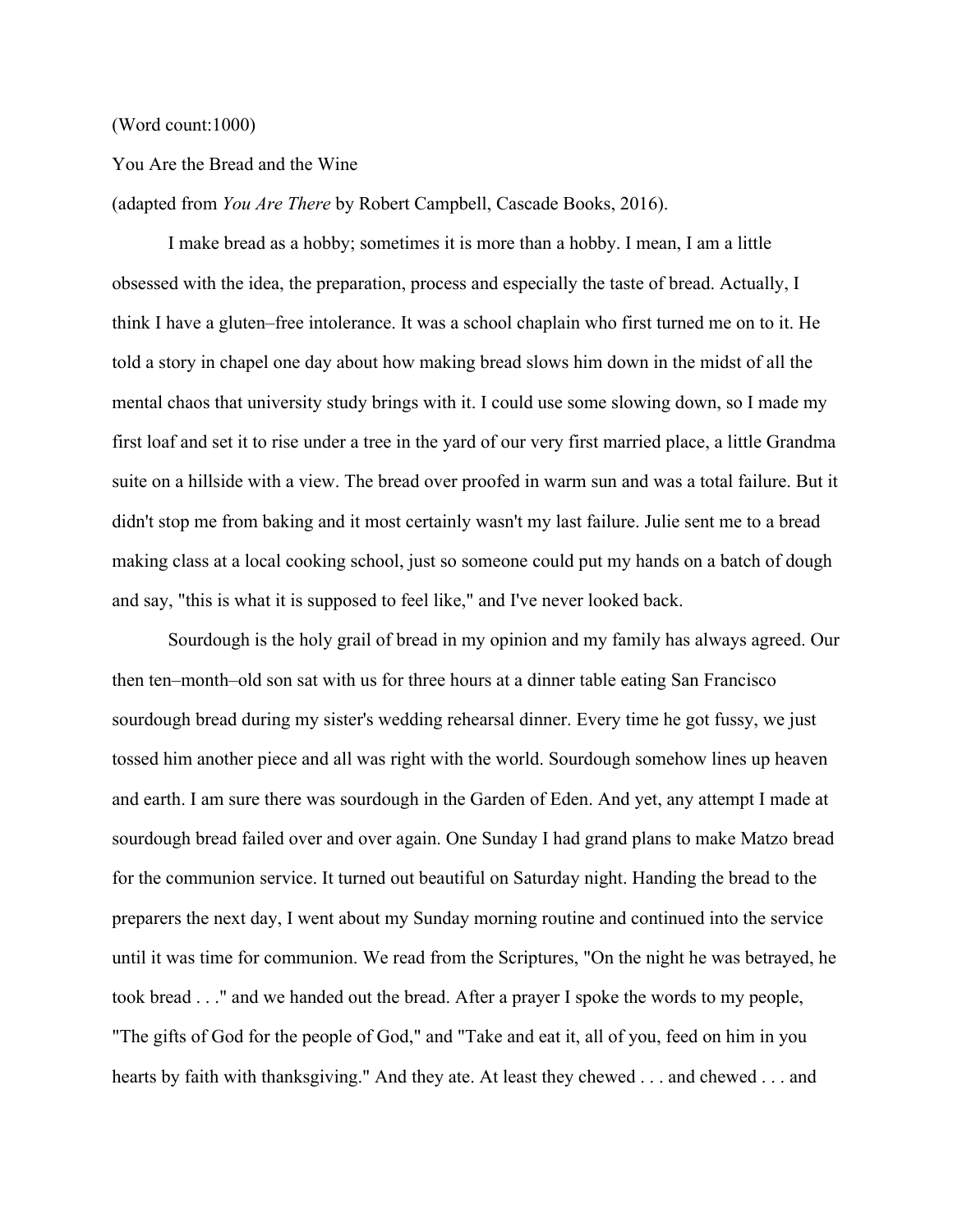(Word count:1000)

You Are the Bread and the Wine

(adapted from *You Are There* by Robert Campbell, Cascade Books, 2016).

I make bread as a hobby; sometimes it is more than a hobby. I mean, I am a little obsessed with the idea, the preparation, process and especially the taste of bread. Actually, I think I have a gluten–free intolerance. It was a school chaplain who first turned me on to it. He told a story in chapel one day about how making bread slows him down in the midst of all the mental chaos that university study brings with it. I could use some slowing down, so I made my first loaf and set it to rise under a tree in the yard of our very first married place, a little Grandma suite on a hillside with a view. The bread over proofed in warm sun and was a total failure. But it didn't stop me from baking and it most certainly wasn't my last failure. Julie sent me to a bread making class at a local cooking school, just so someone could put my hands on a batch of dough and say, "this is what it is supposed to feel like," and I've never looked back.

Sourdough is the holy grail of bread in my opinion and my family has always agreed. Our then ten–month–old son sat with us for three hours at a dinner table eating San Francisco sourdough bread during my sister's wedding rehearsal dinner. Every time he got fussy, we just tossed him another piece and all was right with the world. Sourdough somehow lines up heaven and earth. I am sure there was sourdough in the Garden of Eden. And yet, any attempt I made at sourdough bread failed over and over again. One Sunday I had grand plans to make Matzo bread for the communion service. It turned out beautiful on Saturday night. Handing the bread to the preparers the next day, I went about my Sunday morning routine and continued into the service until it was time for communion. We read from the Scriptures, "On the night he was betrayed, he took bread . . ." and we handed out the bread. After a prayer I spoke the words to my people, "The gifts of God for the people of God," and "Take and eat it, all of you, feed on him in you hearts by faith with thanksgiving." And they ate. At least they chewed . . . and chewed . . . and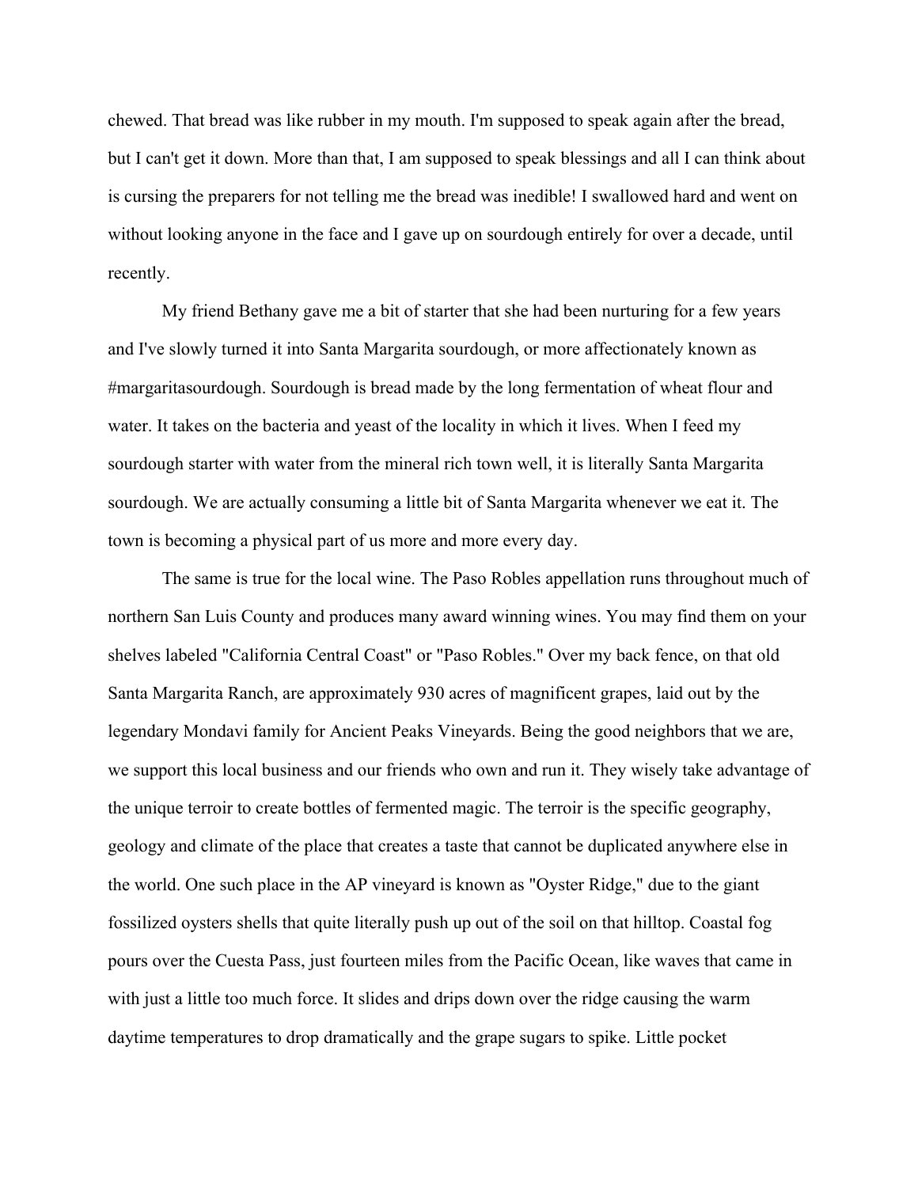chewed. That bread was like rubber in my mouth. I'm supposed to speak again after the bread, but I can't get it down. More than that, I am supposed to speak blessings and all I can think about is cursing the preparers for not telling me the bread was inedible! I swallowed hard and went on without looking anyone in the face and I gave up on sourdough entirely for over a decade, until recently.

My friend Bethany gave me a bit of starter that she had been nurturing for a few years and I've slowly turned it into Santa Margarita sourdough, or more affectionately known as #margaritasourdough. Sourdough is bread made by the long fermentation of wheat flour and water. It takes on the bacteria and yeast of the locality in which it lives. When I feed my sourdough starter with water from the mineral rich town well, it is literally Santa Margarita sourdough. We are actually consuming a little bit of Santa Margarita whenever we eat it. The town is becoming a physical part of us more and more every day.

The same is true for the local wine. The Paso Robles appellation runs throughout much of northern San Luis County and produces many award winning wines. You may find them on your shelves labeled "California Central Coast" or "Paso Robles." Over my back fence, on that old Santa Margarita Ranch, are approximately 930 acres of magnificent grapes, laid out by the legendary Mondavi family for Ancient Peaks Vineyards. Being the good neighbors that we are, we support this local business and our friends who own and run it. They wisely take advantage of the unique terroir to create bottles of fermented magic. The terroir is the specific geography, geology and climate of the place that creates a taste that cannot be duplicated anywhere else in the world. One such place in the AP vineyard is known as "Oyster Ridge," due to the giant fossilized oysters shells that quite literally push up out of the soil on that hilltop. Coastal fog pours over the Cuesta Pass, just fourteen miles from the Pacific Ocean, like waves that came in with just a little too much force. It slides and drips down over the ridge causing the warm daytime temperatures to drop dramatically and the grape sugars to spike. Little pocket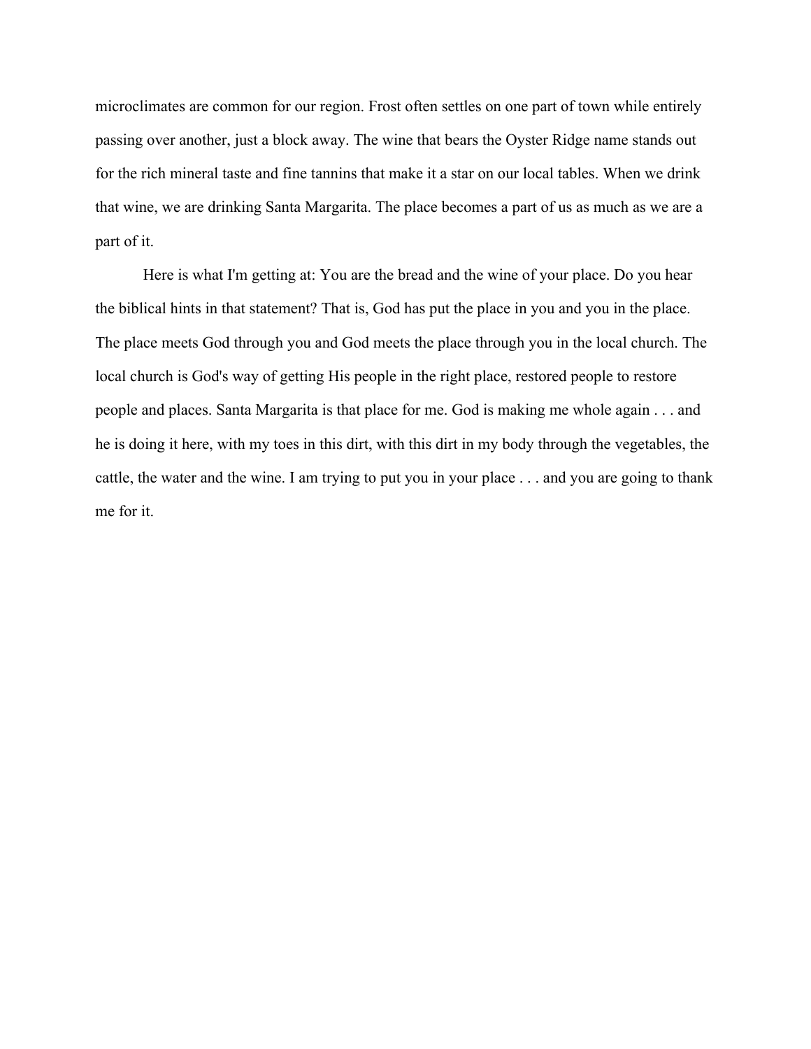microclimates are common for our region. Frost often settles on one part of town while entirely passing over another, just a block away. The wine that bears the Oyster Ridge name stands out for the rich mineral taste and fine tannins that make it a star on our local tables. When we drink that wine, we are drinking Santa Margarita. The place becomes a part of us as much as we are a part of it.

Here is what I'm getting at: You are the bread and the wine of your place. Do you hear the biblical hints in that statement? That is, God has put the place in you and you in the place. The place meets God through you and God meets the place through you in the local church. The local church is God's way of getting His people in the right place, restored people to restore people and places. Santa Margarita is that place for me. God is making me whole again . . . and he is doing it here, with my toes in this dirt, with this dirt in my body through the vegetables, the cattle, the water and the wine. I am trying to put you in your place . . . and you are going to thank me for it.